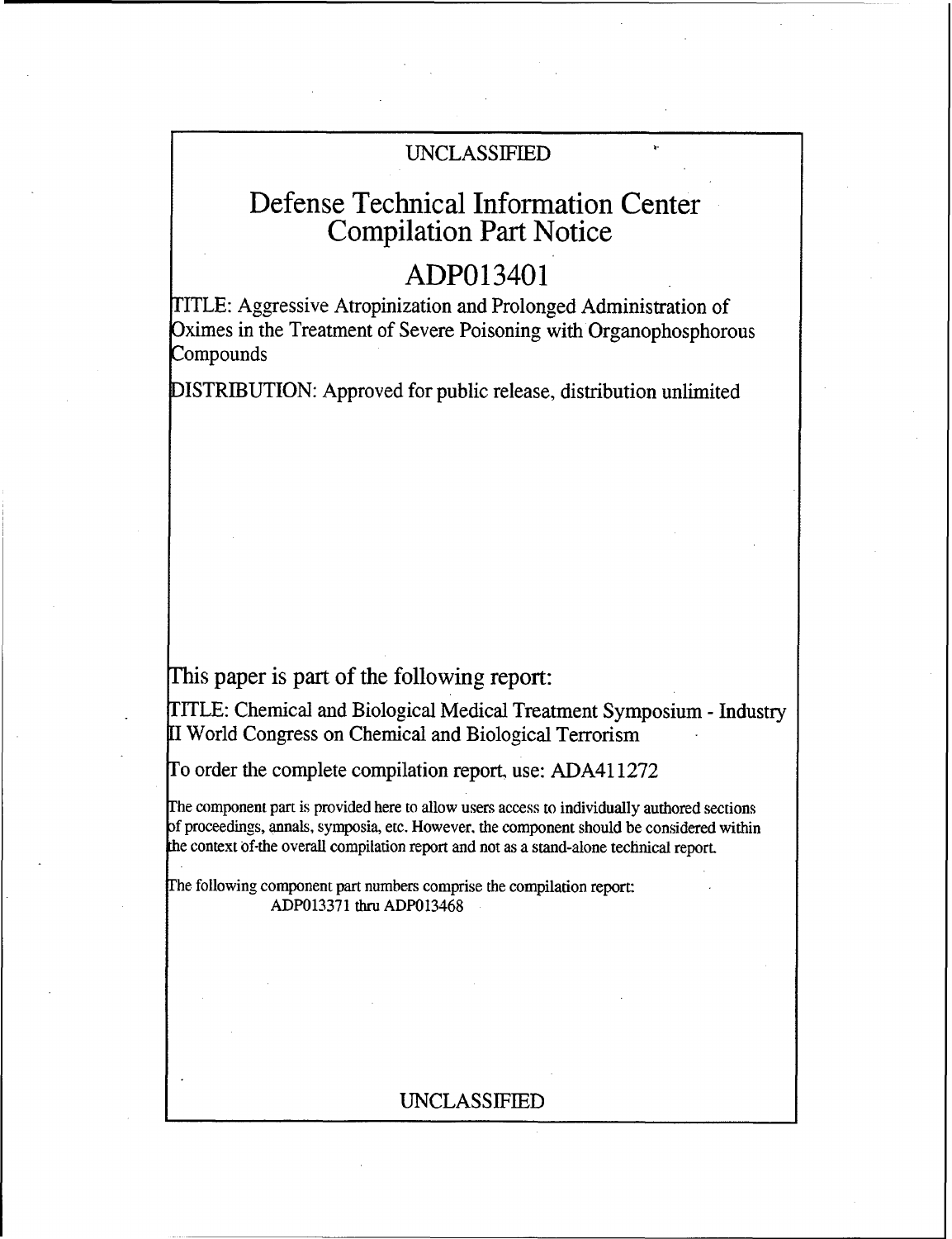UNCLASSIFIED

# Defense Technical Information Center Compilation Part Notice

## ADP013401

TITLE: Aggressive Atropinization and Prolonged Administration of Oximes in the Treatment of Severe Poisoning with Organophosphorous Compounds

DISTRIBUTION: Approved for public release, distribution unlimited

This paper is part of the following report:

TITLE: Chemical and Biological Medical Treatment Symposium - Industry II World Congress on Chemical and Biological Terrorism

To order the complete compilation report, use: ADA411272

The component part is provided here to allow users access to individually authored sections of proceedings, annals, symposia, etc. However, the component should be considered within the context of the overall compilation report and not as a stand-alone technical report.

The following component part numbers comprise the compilation report:
ADP013371 thru ADP013468

UNCLASSIFIED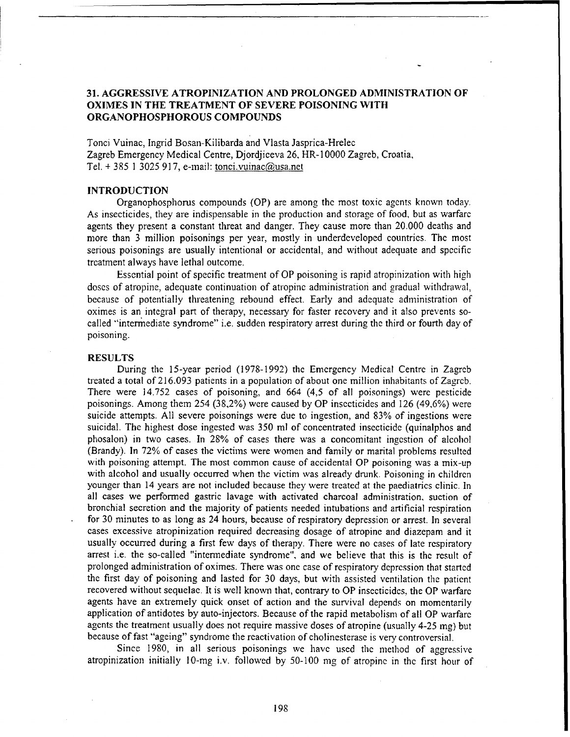## 31. AGGRESSIVE ATROPINIZATION AND PROLONGED ADMINISTRATION OF OXIMES IN THE TREATMENT OF SEVERE POISONING WITH ORGANOPHOSPHOROUS COMPOUNDS

Tonci Vuinac, Ingrid Bosan-Kilibarda and Vlasta Jasprica-Hrelec
Zagreb Emergency Medical Centre, Djordjiceva 26, HR-10000 Zagreb, Croatia,
Tel. + 385 1 3025 917, e-mail: tonci.vuinac@usa.net

### INTRODUCTION

Organophosphorus compounds (OP) are among the most toxic agents known today. As insecticides, they are indispensable in the production and storage of food, but as warfare agents they present a constant threat and danger. They cause more than 20.000 deaths and more than 3 million poisonings per year, mostly in underdeveloped countries. The most serious poisonings are usually intentional or accidental, and without adequate and specific treatment always have lethal outcome.

Essential point of specific treatment of OP poisoning is rapid atropinization with high doses of atropine, adequate continuation of atropine administration and gradual withdrawal, because of potentially threatening rebound effect. Early and adequate administration of oximes is an integral part of therapy, necessary for faster recovery and it also prevents so-called "intermediate syndrome" i.e. sudden respiratory arrest during the third or fourth day of poisoning.

### RESULTS

During the 15-year period (1978-1992) the Emergency Medical Centre in Zagreb treated a total of 216.093 patients in a population of about one million inhabitants of Zagreb. There were 14.752 cases of poisoning, and 664 (4,5 of all poisonings) were pesticide poisonings. Among them 254 (38,2%) were caused by OP insecticides and 126 (49,6%) were suicide attempts. All severe poisonings were due to ingestion, and 83% of ingestions were suicidal. The highest dose ingested was 350 ml of concentrated insecticide (quinalphos and phosalon) in two cases. In 28% of cases there was a concomitant ingestion of alcohol (Brandy). In 72% of cases the victims were women and family or marital problems resulted with poisoning attempt. The most common cause of accidental OP poisoning was a mix-up with alcohol and usually occurred when the victim was already drunk. Poisoning in children younger than 14 years are not included because they were treated at the paediatrics clinic. In all cases we performed gastric lavage with activated charcoal administration, suction of bronchial secretion and the majority of patients needed intubations and artificial respiration for 30 minutes to as long as 24 hours, because of respiratory depression or arrest. In several cases excessive atropinization required decreasing dosage of atropine and diazepam and it usually occurred during a first few days of therapy. There were no cases of late respiratory arrest i.e. the so-called "intermediate syndrome", and we believe that this is the result of prolonged administration of oximes. There was one case of respiratory depression that started the first day of poisoning and lasted for 30 days, but with assisted ventilation the patient recovered without sequelae. It is well known that, contrary to OP insecticides, the OP warfare agents have an extremely quick onset of action and the survival depends on momentarily application of antidotes by auto-injectors. Because of the rapid metabolism of all OP warfare agents the treatment usually does not require massive doses of atropine (usually 4-25 mg) but because of fast "ageing" syndrome the reactivation of cholinesterase is very controversial.

Since 1980, in all serious poisonings we have used the method of aggressive atropinization initially 10-mg i.v. followed by 50-100 mg of atropine in the first hour of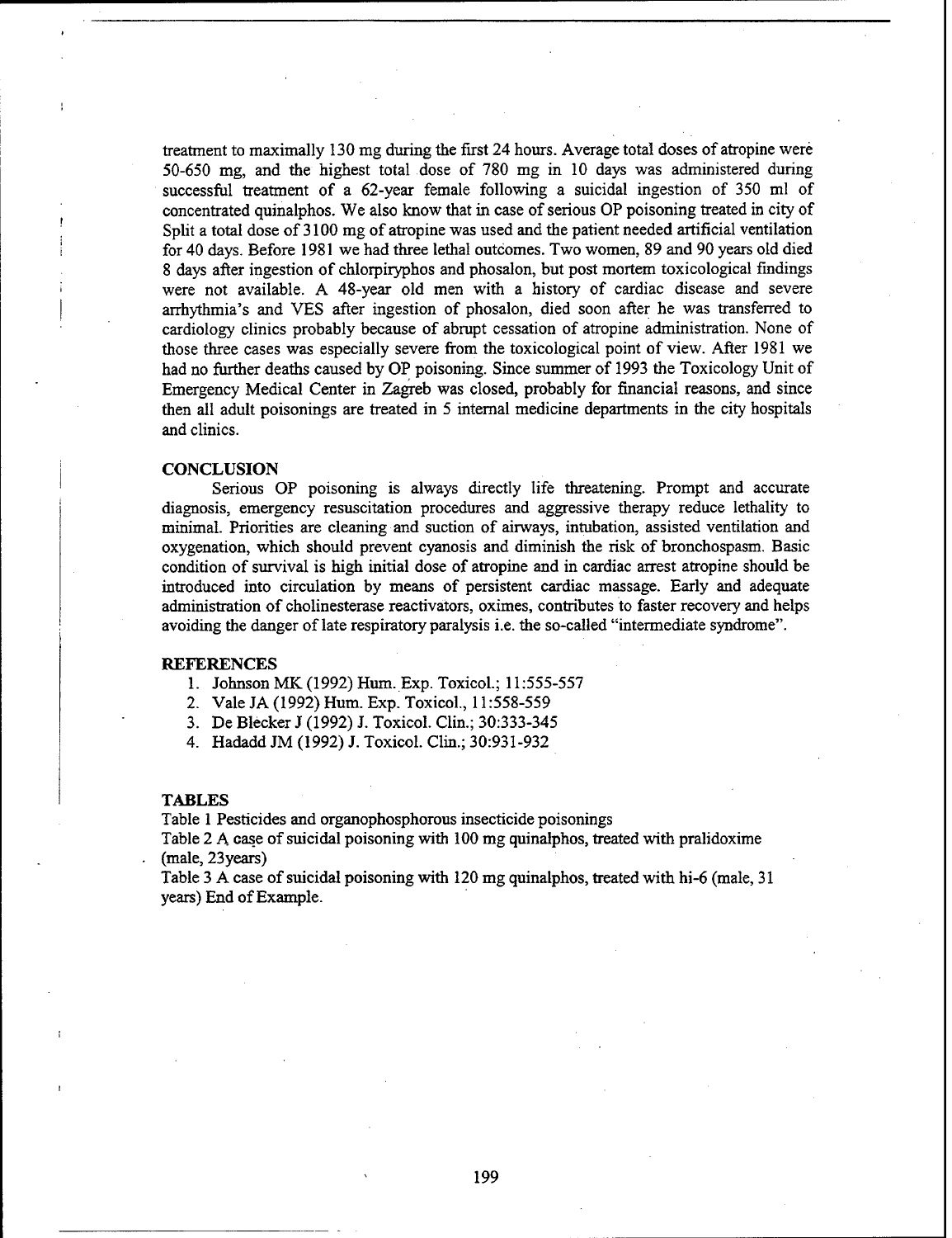treatment to maximally 130 mg during the first 24 hours. Average total doses of atropine were 50-650 mg, and the highest total dose of 780 mg in 10 days was administered during successful treatment of a 62-year female following a suicidal ingestion of 350 ml of concentrated quinalphos. We also know that in case of serious OP poisoning treated in city of Split a total dose of 3100 mg of atropine was used and the patient needed artificial ventilation for 40 days. Before 1981 we had three lethal outcomes. Two women, 89 and 90 years old died 8 days after ingestion of chlorpiryphos and phosalon, but post mortem toxicological findings were not available. A 48-year old men with a history of cardiac disease and severe arrhythmia's and VES after ingestion of phosalon, died soon after he was transferred to cardiology clinics probably because of abrupt cessation of atropine administration. None of those three cases was especially severe from the toxicological point of view. After 1981 we had no further deaths caused by OP poisoning. Since summer of 1993 the Toxicology Unit of Emergency Medical Center in Zagreb was closed, probably for financial reasons, and since then all adult poisonings are treated in 5 internal medicine departments in the city hospitals and clinics.

## CONCLUSION

Serious OP poisoning is always directly life threatening. Prompt and accurate diagnosis, emergency resuscitation procedures and aggressive therapy reduce lethality to minimal. Priorities are cleaning and suction of airways, intubation, assisted ventilation and oxygenation, which should prevent cyanosis and diminish the risk of bronchospasm. Basic condition of survival is high initial dose of atropine and in cardiac arrest atropine should be introduced into circulation by means of persistent cardiac massage. Early and adequate administration of cholinesterase reactivators, oximes, contributes to faster recovery and helps avoiding the danger of late respiratory paralysis i.e. the so-called "intermediate syndrome".

## REFERENCES

1. Johnson MK (1992) Hum. Exp. Toxicol.; 11:555-557
2. Vale JA (1992) Hum. Exp. Toxicol., 11:558-559
3. De Blecker J (1992) J. Toxicol. Clin.; 30:333-345
4. Hadadd JM (1992) J. Toxicol. Clin.; 30:931-932

## TABLES

Table 1 Pesticides and organophosphorous insecticide poisonings

Table 2 A case of suicidal poisoning with 100 mg quinalphos, treated with pralidoxime (male, 23years)

Table 3 A case of suicidal poisoning with 120 mg quinalphos, treated with hi-6 (male, 31 years) End of Example.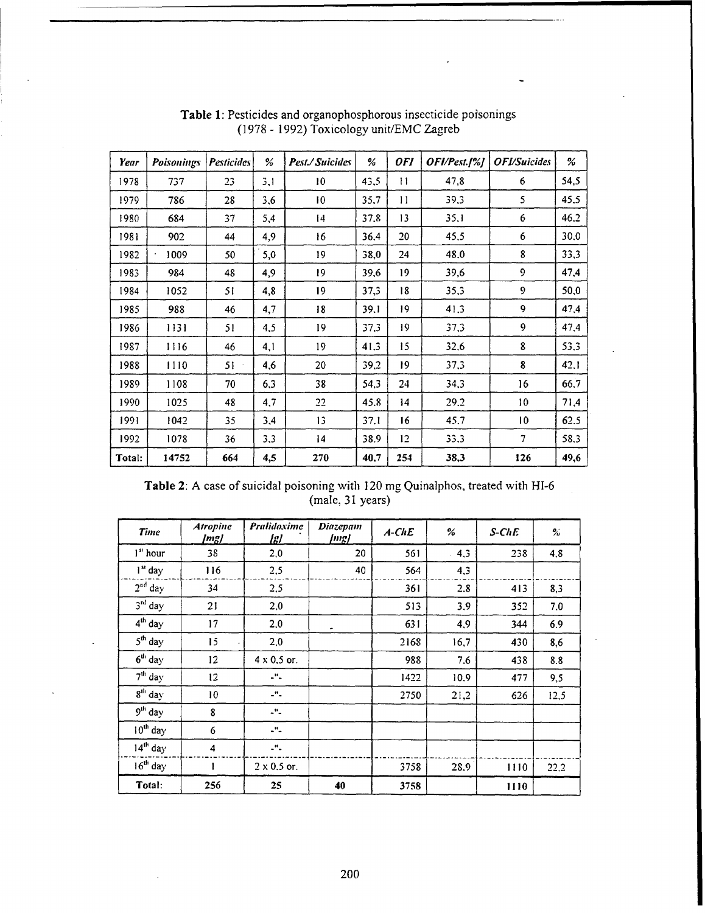**Table 1**: Pesticides and organophosphorous insecticide poisonings (1978 - 1992) Toxicology unit/EMC Zagreb

| *Year* | *Poisonings* | *Pesticides* | *%* | *Pest./Suicides* | *%* | *OFI* | *OFI/Pest.[%]* | *OFI/Suicides* | *%* |
|---|---|---|---|---|---|---|---|---|---|
| 1978 | 737 | 23 | 3,1 | 10 | 43,5 | 11 | 47,8 | 6 | 54,5 |
| 1979 | 786 | 28 | 3,6 | 10 | 35,7 | 11 | 39,3 | 5 | 45,5 |
| 1980 | 684 | 37 | 5,4 | 14 | 37,8 | 13 | 35,1 | 6 | 46,2 |
| 1981 | 902 | 44 | 4,9 | 16 | 36,4 | 20 | 45,5 | 6 | 30,0 |
| 1982 | 1009 | 50 | 5,0 | 19 | 38,0 | 24 | 48,0 | 8 | 33,3 |
| 1983 | 984 | 48 | 4,9 | 19 | 39,6 | 19 | 39,6 | 9 | 47,4 |
| 1984 | 1052 | 51 | 4,8 | 19 | 37,3 | 18 | 35,3 | 9 | 50,0 |
| 1985 | 988 | 46 | 4,7 | 18 | 39,1 | 19 | 41,3 | 9 | 47,4 |
| 1986 | 1131 | 51 | 4,5 | 19 | 37,3 | 19 | 37,3 | 9 | 47,4 |
| 1987 | 1116 | 46 | 4,1 | 19 | 41,3 | 15 | 32,6 | 8 | 53,3 |
| 1988 | 1110 | 51 | 4,6 | 20 | 39,2 | 19 | 37,3 | 8 | 42,1 |
| 1989 | 1108 | 70 | 6,3 | 38 | 54,3 | 24 | 34,3 | 16 | 66,7 |
| 1990 | 1025 | 48 | 4,7 | 22 | 45,8 | 14 | 29,2 | 10 | 71,4 |
| 1991 | 1042 | 35 | 3,4 | 13 | 37,1 | 16 | 45,7 | 10 | 62,5 |
| 1992 | 1078 | 36 | 3,3 | 14 | 38,9 | 12 | 33,3 | 7 | 58,3 |
| **Total:** | **14752** | **664** | **4,5** | **270** | **40,7** | **254** | **38,3** | **126** | **49,6** |

**Table 2**: A case of suicidal poisoning with 120 mg Quinalphos, treated with HI-6 (male, 31 years)

| *Time* | *Atropine [mg]* | *Pralidoxime [g]* | *Diazepam [mg]* | *A-ChE* | *%* | *S-ChE* | *%* |
|---|---|---|---|---|---|---|---|
| 1st hour | 38 | 2,0 | 20 | 561 | 4,3 | 238 | 4,8 |
| 1st day | 116 | 2,5 | 40 | 564 | 4,3 | | |
| 2nd day | 34 | 2,5 | | 361 | 2,8 | 413 | 8,3 |
| 3rd day | 21 | 2,0 | | 513 | 3,9 | 352 | 7,0 |
| 4th day | 17 | 2,0 | | 631 | 4,9 | 344 | 6,9 |
| 5th day | 15 | 2,0 | | 2168 | 16,7 | 430 | 8,6 |
| 6th day | 12 | 4 x 0,5 or. | | 988 | 7,6 | 438 | 8,8 |
| 7th day | 12 | -"- | | 1422 | 10,9 | 477 | 9,5 |
| 8th day | 10 | -"- | | 2750 | 21,2 | 626 | 12,5 |
| 9th day | 8 | -"- | | | | | |
| 10th day | 6 | -"- | | | | | |
| 14th day | 4 | -"- | | | | | |
| 16th day | 1 | 2 x 0,5 or. | | 3758 | 28,9 | 1110 | 22,2 |
| **Total:** | **256** | **25** | **40** | **3758** | | **1110** | |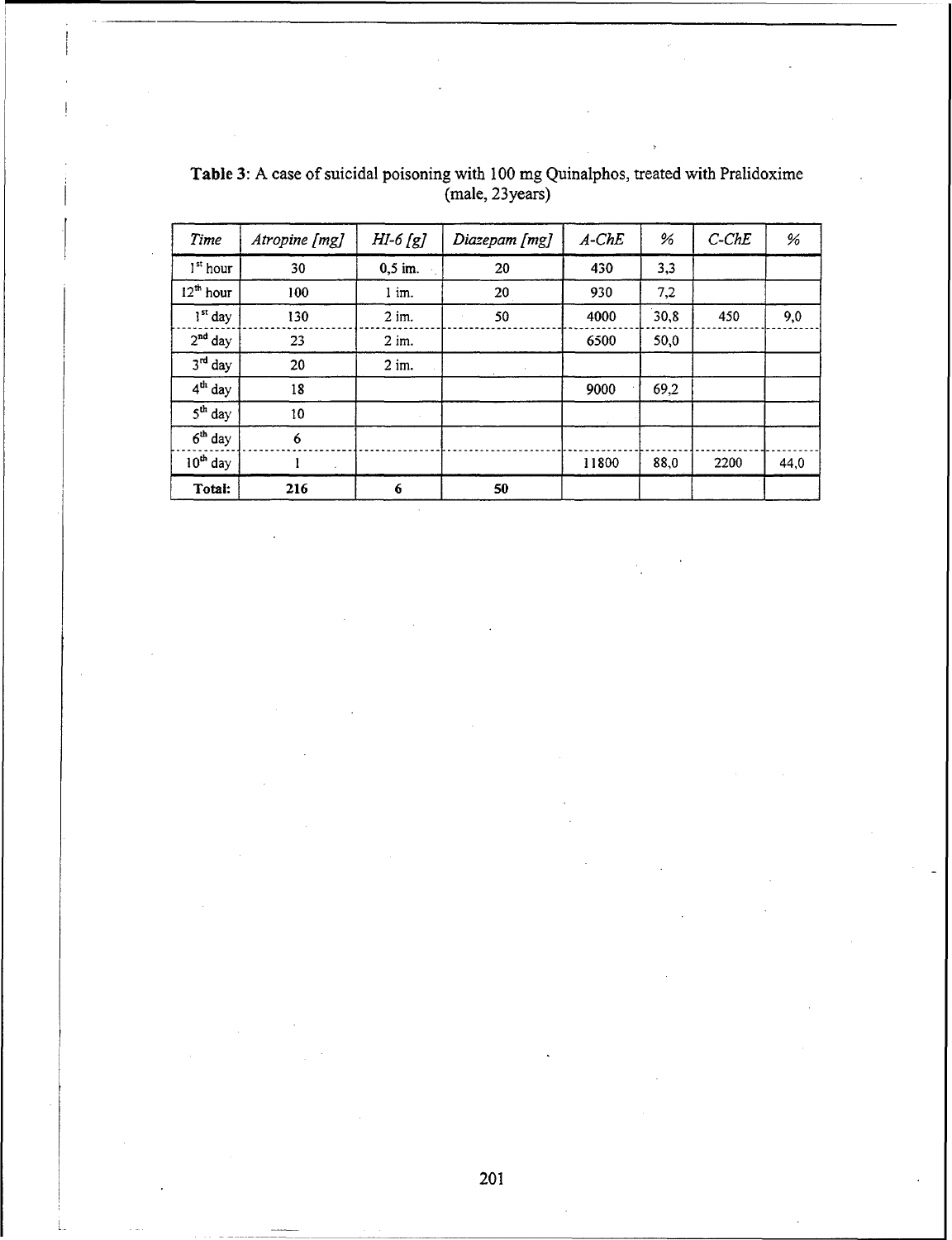**Table 3**: A case of suicidal poisoning with 100 mg Quinalphos, treated with Pralidoxime (male, 23years)

| *Time* | *Atropine [mg]* | *HI-6 [g]* | *Diazepam [mg]* | *A-ChE* | *%* | *C-ChE* | *%* |
|---|---|---|---|---|---|---|---|
| 1st hour | 30 | 0,5 im. | 20 | 430 | 3,3 | | |
| 12th hour | 100 | 1 im. | 20 | 930 | 7,2 | | |
| 1st day | 130 | 2 im. | 50 | 4000 | 30,8 | 450 | 9,0 |
| 2nd day | 23 | 2 im. | | 6500 | 50,0 | | |
| 3rd day | 20 | 2 im. | | | | | |
| 4th day | 18 | | | 9000 | 69,2 | | |
| 5th day | 10 | | | | | | |
| 6th day | 6 | | | | | | |
| 10th day | 1 | | | 11800 | 88,0 | 2200 | 44,0 |
| **Total:** | **216** | **6** | **50** | | | | |